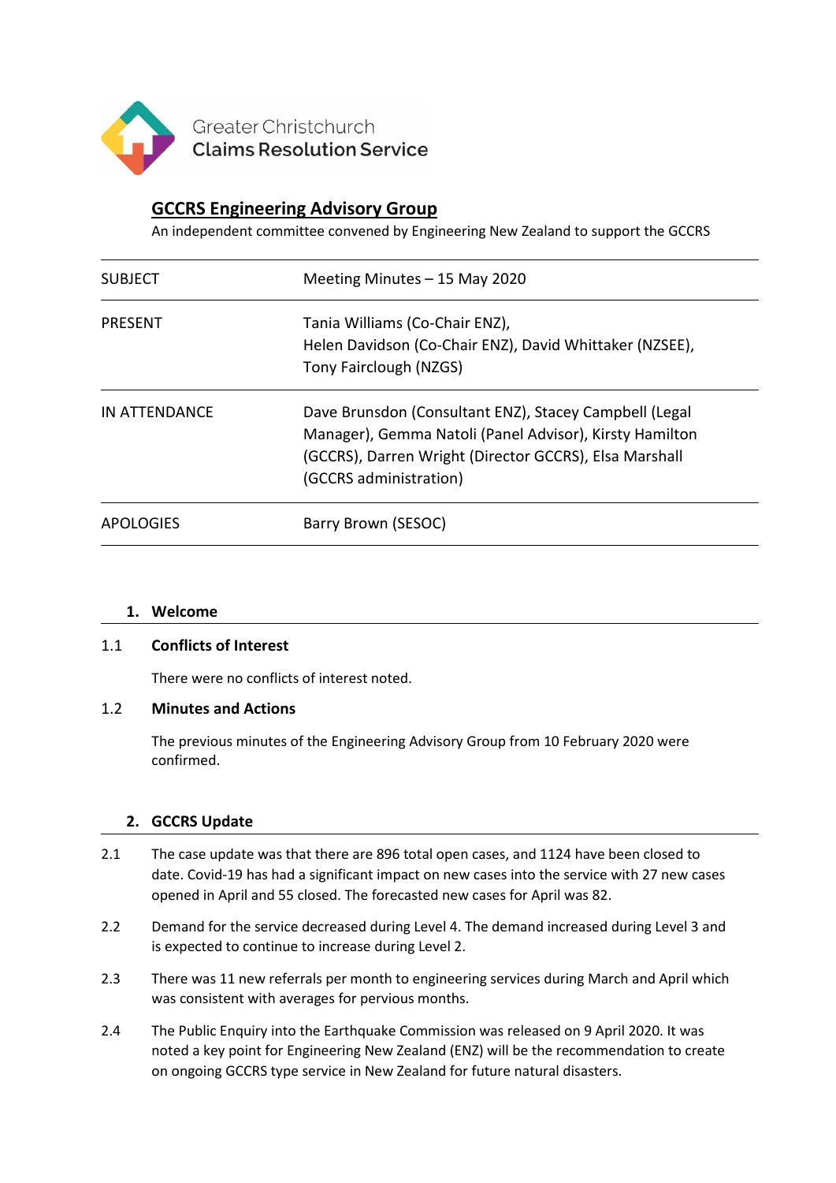Greater Christchurch
Claims Resolution Service

## GCCRS Engineering Advisory Group

An independent committee convened by Engineering New Zealand to support the GCCRS

| | |
|---|---|
| SUBJECT | Meeting Minutes – 15 May 2020 |
| PRESENT | Tania Williams (Co-Chair ENZ), Helen Davidson (Co-Chair ENZ), David Whittaker (NZSEE), Tony Fairclough (NZGS) |
| IN ATTENDANCE | Dave Brunsdon (Consultant ENZ), Stacey Campbell (Legal Manager), Gemma Natoli (Panel Advisor), Kirsty Hamilton (GCCRS), Darren Wright (Director GCCRS), Elsa Marshall (GCCRS administration) |
| APOLOGIES | Barry Brown (SESOC) |

### 1. Welcome

#### 1.1 Conflicts of Interest

There were no conflicts of interest noted.

#### 1.2 Minutes and Actions

The previous minutes of the Engineering Advisory Group from 10 February 2020 were confirmed.

### 2. GCCRS Update

2.1 The case update was that there are 896 total open cases, and 1124 have been closed to date. Covid-19 has had a significant impact on new cases into the service with 27 new cases opened in April and 55 closed. The forecasted new cases for April was 82.

2.2 Demand for the service decreased during Level 4. The demand increased during Level 3 and is expected to continue to increase during Level 2.

2.3 There was 11 new referrals per month to engineering services during March and April which was consistent with averages for pervious months.

2.4 The Public Enquiry into the Earthquake Commission was released on 9 April 2020. It was noted a key point for Engineering New Zealand (ENZ) will be the recommendation to create on ongoing GCCRS type service in New Zealand for future natural disasters.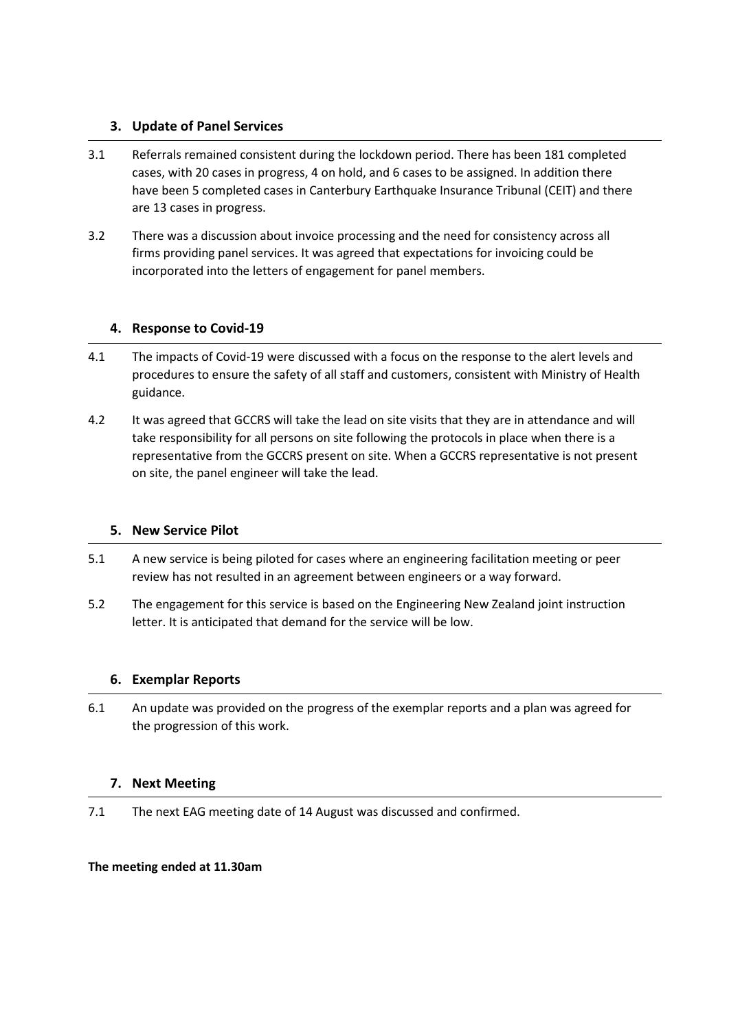## 3. Update of Panel Services

3.1 Referrals remained consistent during the lockdown period. There has been 181 completed cases, with 20 cases in progress, 4 on hold, and 6 cases to be assigned. In addition there have been 5 completed cases in Canterbury Earthquake Insurance Tribunal (CEIT) and there are 13 cases in progress.

3.2 There was a discussion about invoice processing and the need for consistency across all firms providing panel services. It was agreed that expectations for invoicing could be incorporated into the letters of engagement for panel members.

## 4. Response to Covid-19

4.1 The impacts of Covid-19 were discussed with a focus on the response to the alert levels and procedures to ensure the safety of all staff and customers, consistent with Ministry of Health guidance.

4.2 It was agreed that GCCRS will take the lead on site visits that they are in attendance and will take responsibility for all persons on site following the protocols in place when there is a representative from the GCCRS present on site. When a GCCRS representative is not present on site, the panel engineer will take the lead.

## 5. New Service Pilot

5.1 A new service is being piloted for cases where an engineering facilitation meeting or peer review has not resulted in an agreement between engineers or a way forward.

5.2 The engagement for this service is based on the Engineering New Zealand joint instruction letter. It is anticipated that demand for the service will be low.

## 6. Exemplar Reports

6.1 An update was provided on the progress of the exemplar reports and a plan was agreed for the progression of this work.

## 7. Next Meeting

7.1 The next EAG meeting date of 14 August was discussed and confirmed.

**The meeting ended at 11.30am**